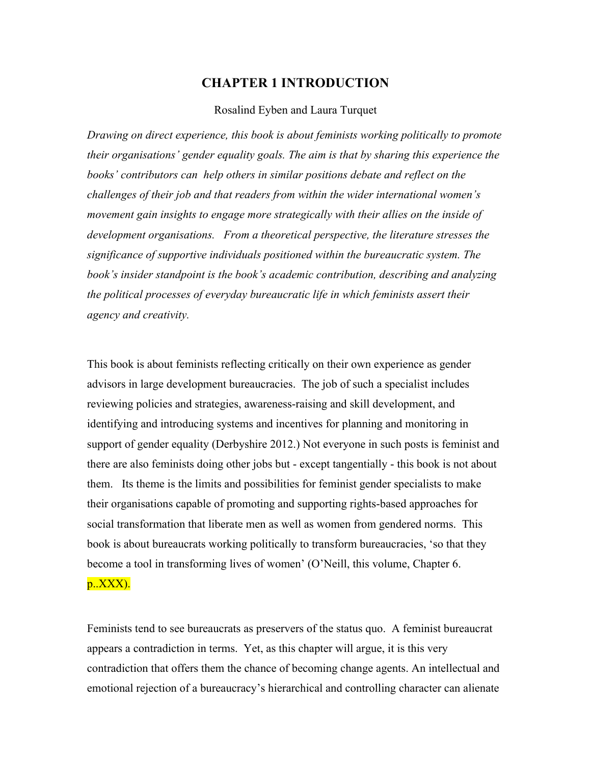# CHAPTER 1 INTRODUCTION

Rosalind Eyben and Laura Turquet

*Drawing on direct experience, this book is about feminists working politically to promote their organisations' gender equality goals. The aim is that by sharing this experience the books' contributors can help others in similar positions debate and reflect on the challenges of their job and that readers from within the wider international women's movement gain insights to engage more strategically with their allies on the inside of development organisations. From a theoretical perspective, the literature stresses the significance of supportive individuals positioned within the bureaucratic system. The book's insider standpoint is the book's academic contribution, describing and analyzing the political processes of everyday bureaucratic life in which feminists assert their agency and creativity.*

This book is about feminists reflecting critically on their own experience as gender advisors in large development bureaucracies. The job of such a specialist includes reviewing policies and strategies, awareness-raising and skill development, and identifying and introducing systems and incentives for planning and monitoring in support of gender equality (Derbyshire 2012.) Not everyone in such posts is feminist and there are also feminists doing other jobs but - except tangentially - this book is not about them. Its theme is the limits and possibilities for feminist gender specialists to make their organisations capable of promoting and supporting rights-based approaches for social transformation that liberate men as well as women from gendered norms. This book is about bureaucrats working politically to transform bureaucracies, 'so that they become a tool in transforming lives of women' (O'Neill, this volume, Chapter 6. p..XXX).

Feminists tend to see bureaucrats as preservers of the status quo. A feminist bureaucrat appears a contradiction in terms. Yet, as this chapter will argue, it is this very contradiction that offers them the chance of becoming change agents. An intellectual and emotional rejection of a bureaucracy's hierarchical and controlling character can alienate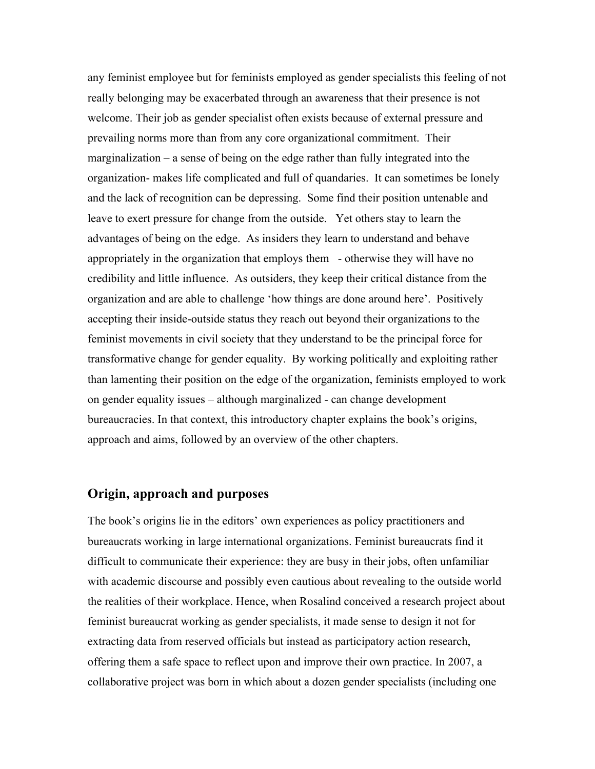any feminist employee but for feminists employed as gender specialists this feeling of not really belonging may be exacerbated through an awareness that their presence is not welcome. Their job as gender specialist often exists because of external pressure and prevailing norms more than from any core organizational commitment. Their marginalization – a sense of being on the edge rather than fully integrated into the organization- makes life complicated and full of quandaries. It can sometimes be lonely and the lack of recognition can be depressing. Some find their position untenable and leave to exert pressure for change from the outside. Yet others stay to learn the advantages of being on the edge. As insiders they learn to understand and behave appropriately in the organization that employs them - otherwise they will have no credibility and little influence. As outsiders, they keep their critical distance from the organization and are able to challenge 'how things are done around here'. Positively accepting their inside-outside status they reach out beyond their organizations to the feminist movements in civil society that they understand to be the principal force for transformative change for gender equality. By working politically and exploiting rather than lamenting their position on the edge of the organization, feminists employed to work on gender equality issues – although marginalized - can change development bureaucracies. In that context, this introductory chapter explains the book's origins, approach and aims, followed by an overview of the other chapters.

## Origin, approach and purposes

The book's origins lie in the editors' own experiences as policy practitioners and bureaucrats working in large international organizations. Feminist bureaucrats find it difficult to communicate their experience: they are busy in their jobs, often unfamiliar with academic discourse and possibly even cautious about revealing to the outside world the realities of their workplace. Hence, when Rosalind conceived a research project about feminist bureaucrat working as gender specialists, it made sense to design it not for extracting data from reserved officials but instead as participatory action research, offering them a safe space to reflect upon and improve their own practice. In 2007, a collaborative project was born in which about a dozen gender specialists (including one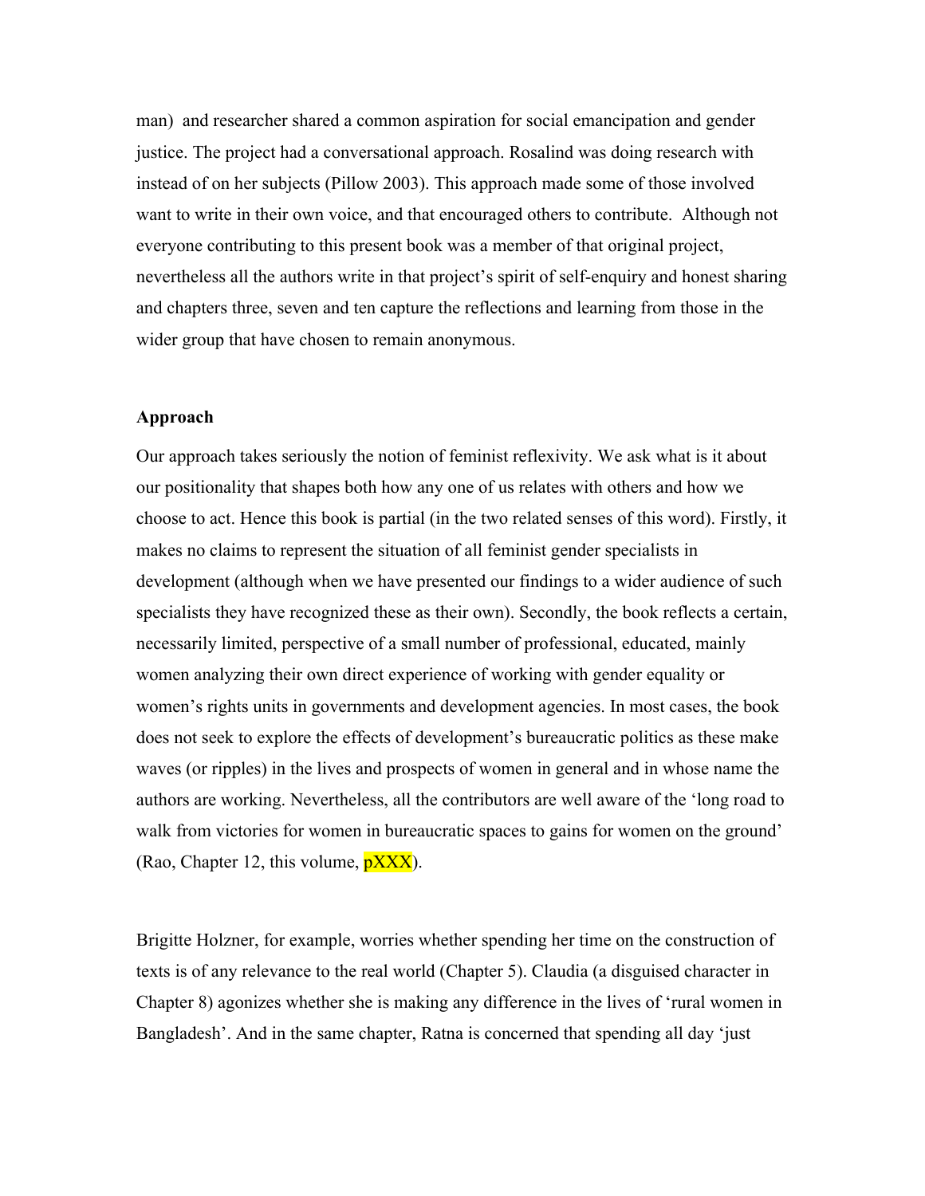man) and researcher shared a common aspiration for social emancipation and gender justice. The project had a conversational approach. Rosalind was doing research with instead of on her subjects (Pillow 2003). This approach made some of those involved want to write in their own voice, and that encouraged others to contribute. Although not everyone contributing to this present book was a member of that original project, nevertheless all the authors write in that project's spirit of self-enquiry and honest sharing and chapters three, seven and ten capture the reflections and learning from those in the wider group that have chosen to remain anonymous.

**Approach**

Our approach takes seriously the notion of feminist reflexivity. We ask what is it about our positionality that shapes both how any one of us relates with others and how we choose to act. Hence this book is partial (in the two related senses of this word). Firstly, it makes no claims to represent the situation of all feminist gender specialists in development (although when we have presented our findings to a wider audience of such specialists they have recognized these as their own). Secondly, the book reflects a certain, necessarily limited, perspective of a small number of professional, educated, mainly women analyzing their own direct experience of working with gender equality or women's rights units in governments and development agencies. In most cases, the book does not seek to explore the effects of development's bureaucratic politics as these make waves (or ripples) in the lives and prospects of women in general and in whose name the authors are working. Nevertheless, all the contributors are well aware of the 'long road to walk from victories for women in bureaucratic spaces to gains for women on the ground' (Rao, Chapter 12, this volume, pXXX).

Brigitte Holzner, for example, worries whether spending her time on the construction of texts is of any relevance to the real world (Chapter 5). Claudia (a disguised character in Chapter 8) agonizes whether she is making any difference in the lives of 'rural women in Bangladesh'. And in the same chapter, Ratna is concerned that spending all day 'just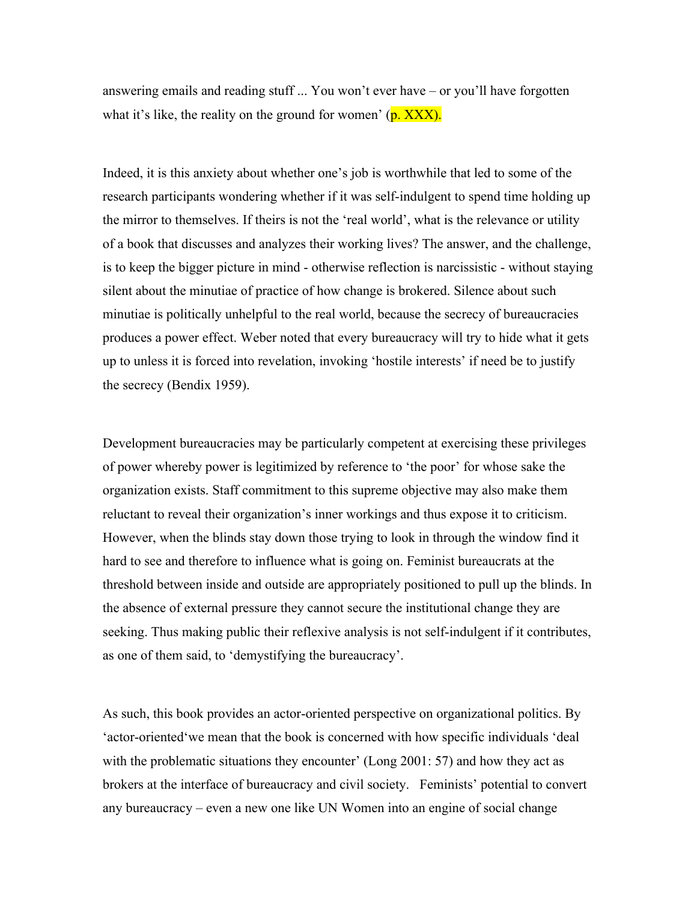answering emails and reading stuff ... You won't ever have – or you'll have forgotten what it's like, the reality on the ground for women' (p. XXX).

Indeed, it is this anxiety about whether one's job is worthwhile that led to some of the research participants wondering whether if it was self-indulgent to spend time holding up the mirror to themselves. If theirs is not the 'real world', what is the relevance or utility of a book that discusses and analyzes their working lives? The answer, and the challenge, is to keep the bigger picture in mind - otherwise reflection is narcissistic - without staying silent about the minutiae of practice of how change is brokered. Silence about such minutiae is politically unhelpful to the real world, because the secrecy of bureaucracies produces a power effect. Weber noted that every bureaucracy will try to hide what it gets up to unless it is forced into revelation, invoking 'hostile interests' if need be to justify the secrecy (Bendix 1959).

Development bureaucracies may be particularly competent at exercising these privileges of power whereby power is legitimized by reference to 'the poor' for whose sake the organization exists. Staff commitment to this supreme objective may also make them reluctant to reveal their organization's inner workings and thus expose it to criticism. However, when the blinds stay down those trying to look in through the window find it hard to see and therefore to influence what is going on. Feminist bureaucrats at the threshold between inside and outside are appropriately positioned to pull up the blinds. In the absence of external pressure they cannot secure the institutional change they are seeking. Thus making public their reflexive analysis is not self-indulgent if it contributes, as one of them said, to 'demystifying the bureaucracy'.

As such, this book provides an actor-oriented perspective on organizational politics. By 'actor-oriented'we mean that the book is concerned with how specific individuals 'deal with the problematic situations they encounter' (Long 2001: 57) and how they act as brokers at the interface of bureaucracy and civil society. Feminists' potential to convert any bureaucracy – even a new one like UN Women into an engine of social change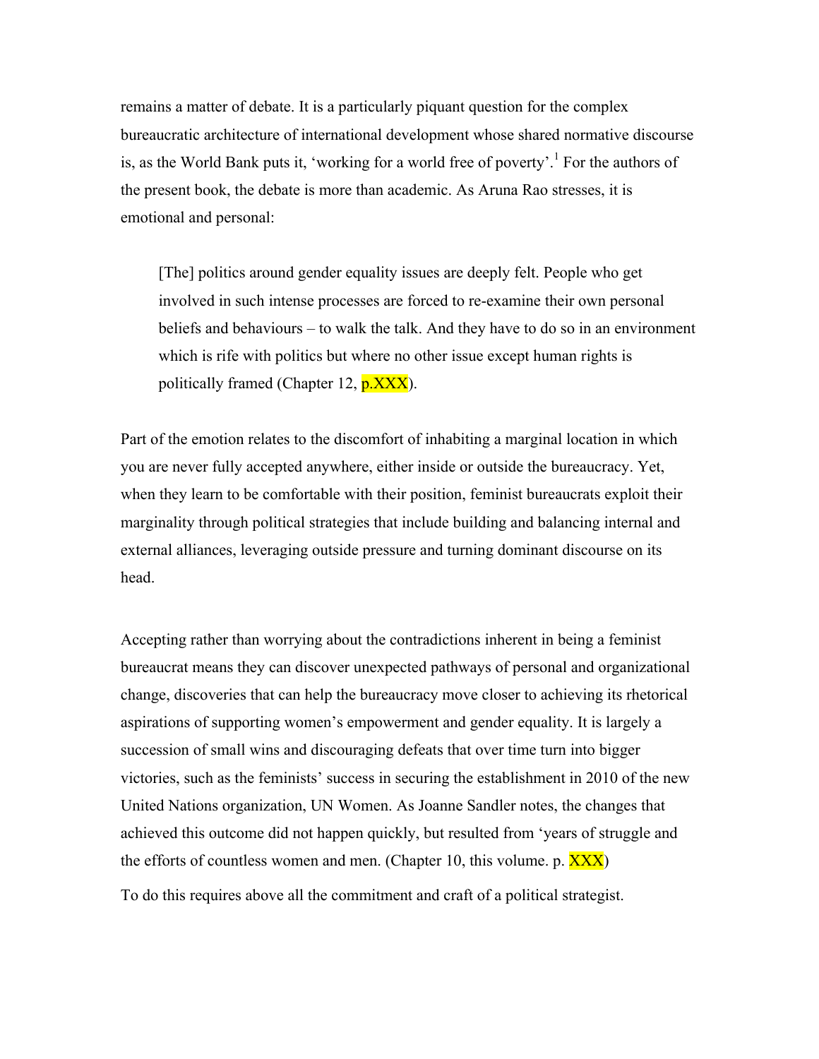remains a matter of debate. It is a particularly piquant question for the complex bureaucratic architecture of international development whose shared normative discourse is, as the World Bank puts it, 'working for a world free of poverty'.[1] For the authors of the present book, the debate is more than academic. As Aruna Rao stresses, it is emotional and personal:

> [The] politics around gender equality issues are deeply felt. People who get involved in such intense processes are forced to re-examine their own personal beliefs and behaviours – to walk the talk. And they have to do so in an environment which is rife with politics but where no other issue except human rights is politically framed (Chapter 12, p.XXX).

Part of the emotion relates to the discomfort of inhabiting a marginal location in which you are never fully accepted anywhere, either inside or outside the bureaucracy. Yet, when they learn to be comfortable with their position, feminist bureaucrats exploit their marginality through political strategies that include building and balancing internal and external alliances, leveraging outside pressure and turning dominant discourse on its head.

Accepting rather than worrying about the contradictions inherent in being a feminist bureaucrat means they can discover unexpected pathways of personal and organizational change, discoveries that can help the bureaucracy move closer to achieving its rhetorical aspirations of supporting women's empowerment and gender equality. It is largely a succession of small wins and discouraging defeats that over time turn into bigger victories, such as the feminists' success in securing the establishment in 2010 of the new United Nations organization, UN Women. As Joanne Sandler notes, the changes that achieved this outcome did not happen quickly, but resulted from 'years of struggle and the efforts of countless women and men. (Chapter 10, this volume. p. XXX)

To do this requires above all the commitment and craft of a political strategist.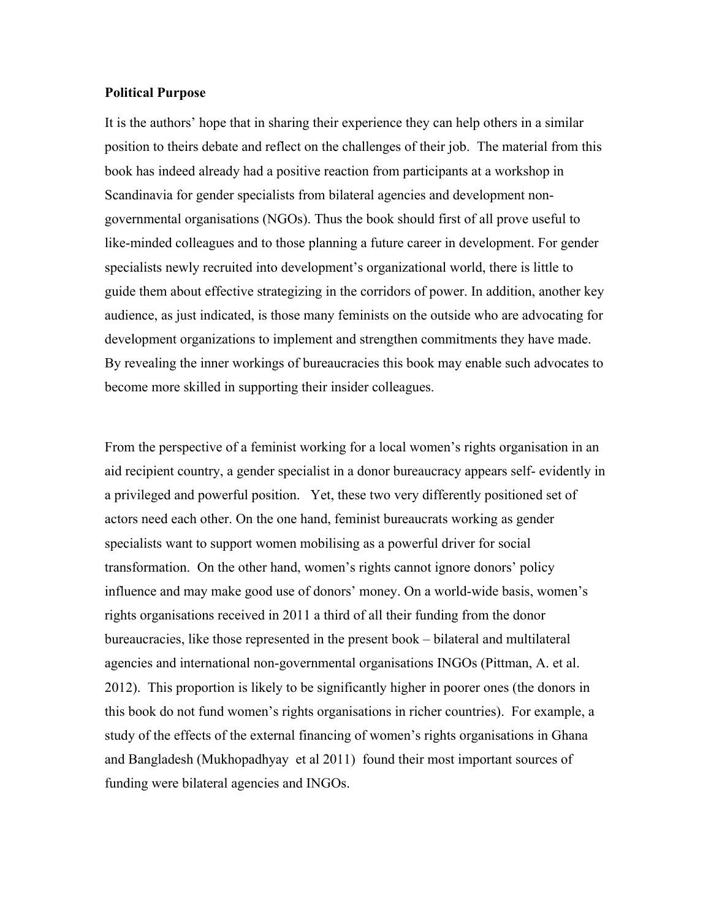**Political Purpose**

It is the authors' hope that in sharing their experience they can help others in a similar position to theirs debate and reflect on the challenges of their job. The material from this book has indeed already had a positive reaction from participants at a workshop in Scandinavia for gender specialists from bilateral agencies and development non-governmental organisations (NGOs). Thus the book should first of all prove useful to like-minded colleagues and to those planning a future career in development. For gender specialists newly recruited into development's organizational world, there is little to guide them about effective strategizing in the corridors of power. In addition, another key audience, as just indicated, is those many feminists on the outside who are advocating for development organizations to implement and strengthen commitments they have made. By revealing the inner workings of bureaucracies this book may enable such advocates to become more skilled in supporting their insider colleagues.

From the perspective of a feminist working for a local women's rights organisation in an aid recipient country, a gender specialist in a donor bureaucracy appears self- evidently in a privileged and powerful position. Yet, these two very differently positioned set of actors need each other. On the one hand, feminist bureaucrats working as gender specialists want to support women mobilising as a powerful driver for social transformation. On the other hand, women's rights cannot ignore donors' policy influence and may make good use of donors' money. On a world-wide basis, women's rights organisations received in 2011 a third of all their funding from the donor bureaucracies, like those represented in the present book – bilateral and multilateral agencies and international non-governmental organisations INGOs (Pittman, A. et al. 2012). This proportion is likely to be significantly higher in poorer ones (the donors in this book do not fund women's rights organisations in richer countries). For example, a study of the effects of the external financing of women's rights organisations in Ghana and Bangladesh (Mukhopadhyay et al 2011) found their most important sources of funding were bilateral agencies and INGOs.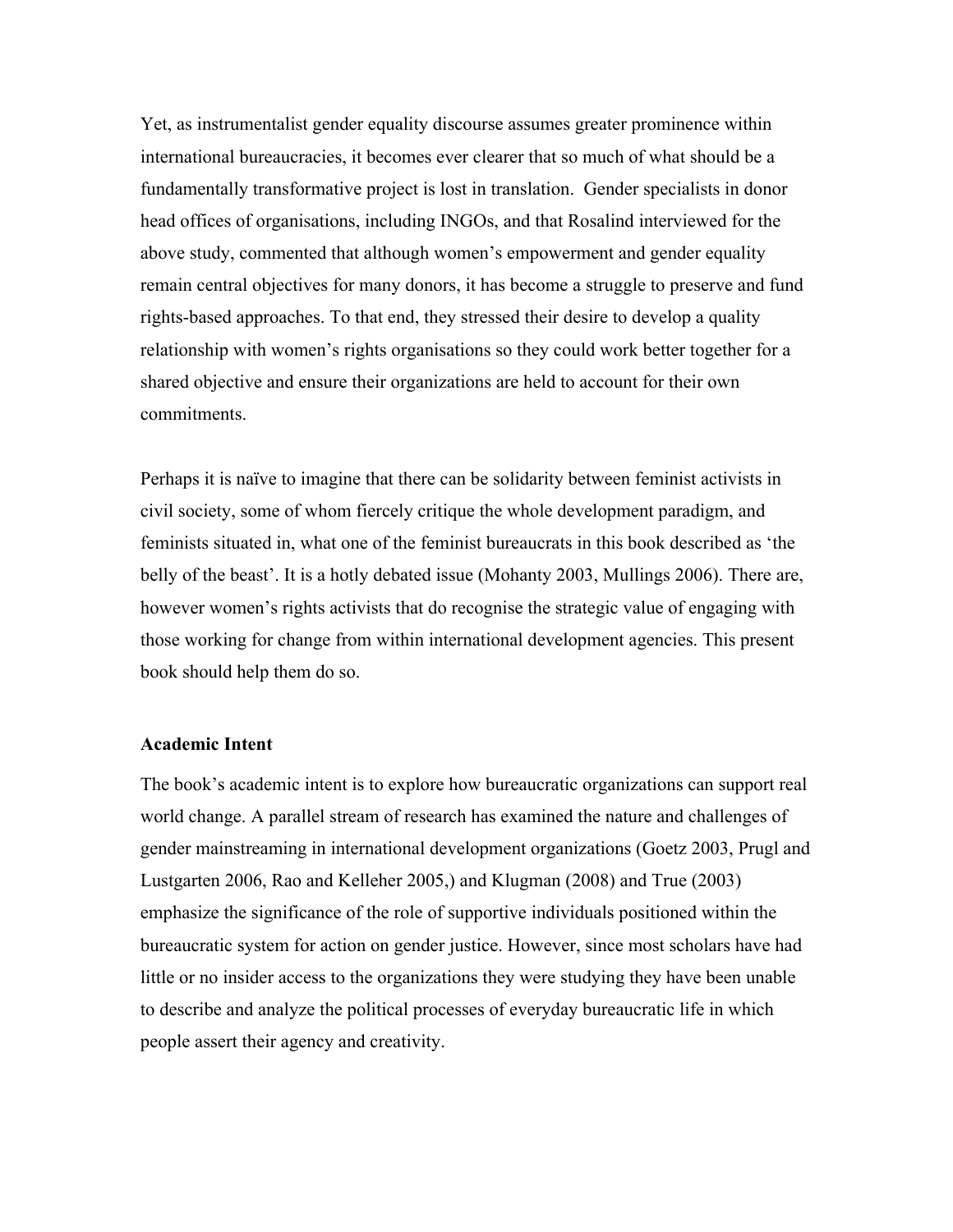Yet, as instrumentalist gender equality discourse assumes greater prominence within international bureaucracies, it becomes ever clearer that so much of what should be a fundamentally transformative project is lost in translation.  Gender specialists in donor head offices of organisations, including INGOs, and that Rosalind interviewed for the above study, commented that although women's empowerment and gender equality remain central objectives for many donors, it has become a struggle to preserve and fund rights-based approaches. To that end, they stressed their desire to develop a quality relationship with women's rights organisations so they could work better together for a shared objective and ensure their organizations are held to account for their own commitments.

Perhaps it is naïve to imagine that there can be solidarity between feminist activists in civil society, some of whom fiercely critique the whole development paradigm, and feminists situated in, what one of the feminist bureaucrats in this book described as 'the belly of the beast'. It is a hotly debated issue (Mohanty 2003, Mullings 2006). There are, however women's rights activists that do recognise the strategic value of engaging with those working for change from within international development agencies. This present book should help them do so.

**Academic Intent**

The book's academic intent is to explore how bureaucratic organizations can support real world change. A parallel stream of research has examined the nature and challenges of gender mainstreaming in international development organizations (Goetz 2003, Prugl and Lustgarten 2006, Rao and Kelleher 2005,) and Klugman (2008) and True (2003) emphasize the significance of the role of supportive individuals positioned within the bureaucratic system for action on gender justice. However, since most scholars have had little or no insider access to the organizations they were studying they have been unable to describe and analyze the political processes of everyday bureaucratic life in which people assert their agency and creativity.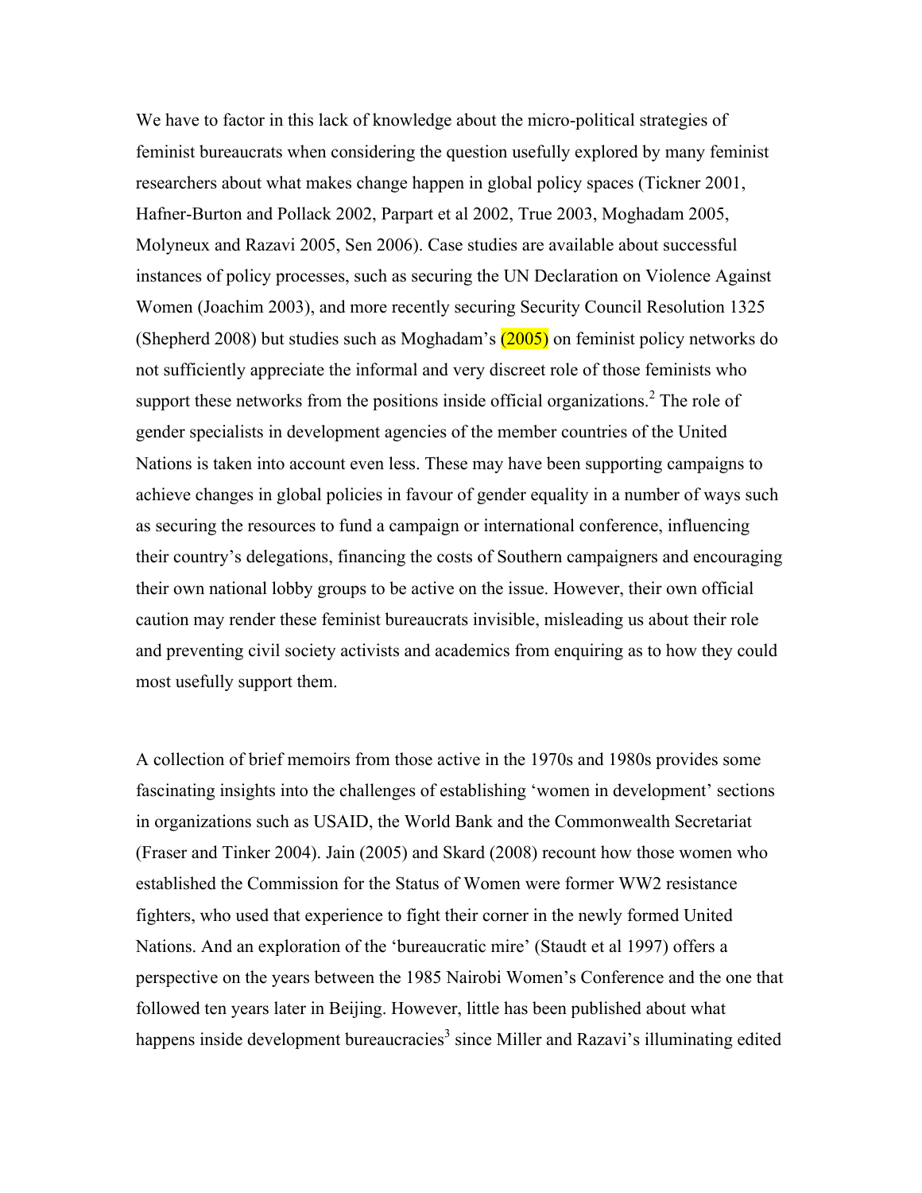We have to factor in this lack of knowledge about the micro-political strategies of feminist bureaucrats when considering the question usefully explored by many feminist researchers about what makes change happen in global policy spaces (Tickner 2001, Hafner-Burton and Pollack 2002, Parpart et al 2002, True 2003, Moghadam 2005, Molyneux and Razavi 2005, Sen 2006). Case studies are available about successful instances of policy processes, such as securing the UN Declaration on Violence Against Women (Joachim 2003), and more recently securing Security Council Resolution 1325 (Shepherd 2008) but studies such as Moghadam's (2005) on feminist policy networks do not sufficiently appreciate the informal and very discreet role of those feminists who support these networks from the positions inside official organizations.[2] The role of gender specialists in development agencies of the member countries of the United Nations is taken into account even less. These may have been supporting campaigns to achieve changes in global policies in favour of gender equality in a number of ways such as securing the resources to fund a campaign or international conference, influencing their country's delegations, financing the costs of Southern campaigners and encouraging their own national lobby groups to be active on the issue. However, their own official caution may render these feminist bureaucrats invisible, misleading us about their role and preventing civil society activists and academics from enquiring as to how they could most usefully support them.

A collection of brief memoirs from those active in the 1970s and 1980s provides some fascinating insights into the challenges of establishing 'women in development' sections in organizations such as USAID, the World Bank and the Commonwealth Secretariat (Fraser and Tinker 2004). Jain (2005) and Skard (2008) recount how those women who established the Commission for the Status of Women were former WW2 resistance fighters, who used that experience to fight their corner in the newly formed United Nations. And an exploration of the 'bureaucratic mire' (Staudt et al 1997) offers a perspective on the years between the 1985 Nairobi Women's Conference and the one that followed ten years later in Beijing. However, little has been published about what happens inside development bureaucracies[3] since Miller and Razavi's illuminating edited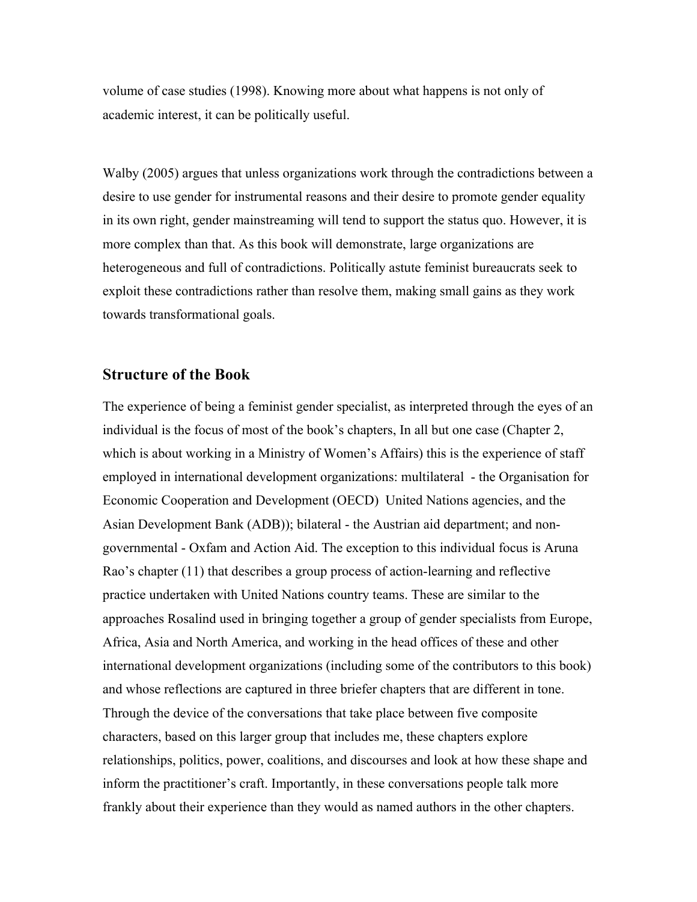volume of case studies (1998). Knowing more about what happens is not only of academic interest, it can be politically useful.

Walby (2005) argues that unless organizations work through the contradictions between a desire to use gender for instrumental reasons and their desire to promote gender equality in its own right, gender mainstreaming will tend to support the status quo. However, it is more complex than that. As this book will demonstrate, large organizations are heterogeneous and full of contradictions. Politically astute feminist bureaucrats seek to exploit these contradictions rather than resolve them, making small gains as they work towards transformational goals.

## Structure of the Book

The experience of being a feminist gender specialist, as interpreted through the eyes of an individual is the focus of most of the book's chapters, In all but one case (Chapter 2, which is about working in a Ministry of Women's Affairs) this is the experience of staff employed in international development organizations: multilateral - the Organisation for Economic Cooperation and Development (OECD) United Nations agencies, and the Asian Development Bank (ADB)); bilateral - the Austrian aid department; and non-governmental - Oxfam and Action Aid. The exception to this individual focus is Aruna Rao's chapter (11) that describes a group process of action-learning and reflective practice undertaken with United Nations country teams. These are similar to the approaches Rosalind used in bringing together a group of gender specialists from Europe, Africa, Asia and North America, and working in the head offices of these and other international development organizations (including some of the contributors to this book) and whose reflections are captured in three briefer chapters that are different in tone. Through the device of the conversations that take place between five composite characters, based on this larger group that includes me, these chapters explore relationships, politics, power, coalitions, and discourses and look at how these shape and inform the practitioner's craft. Importantly, in these conversations people talk more frankly about their experience than they would as named authors in the other chapters.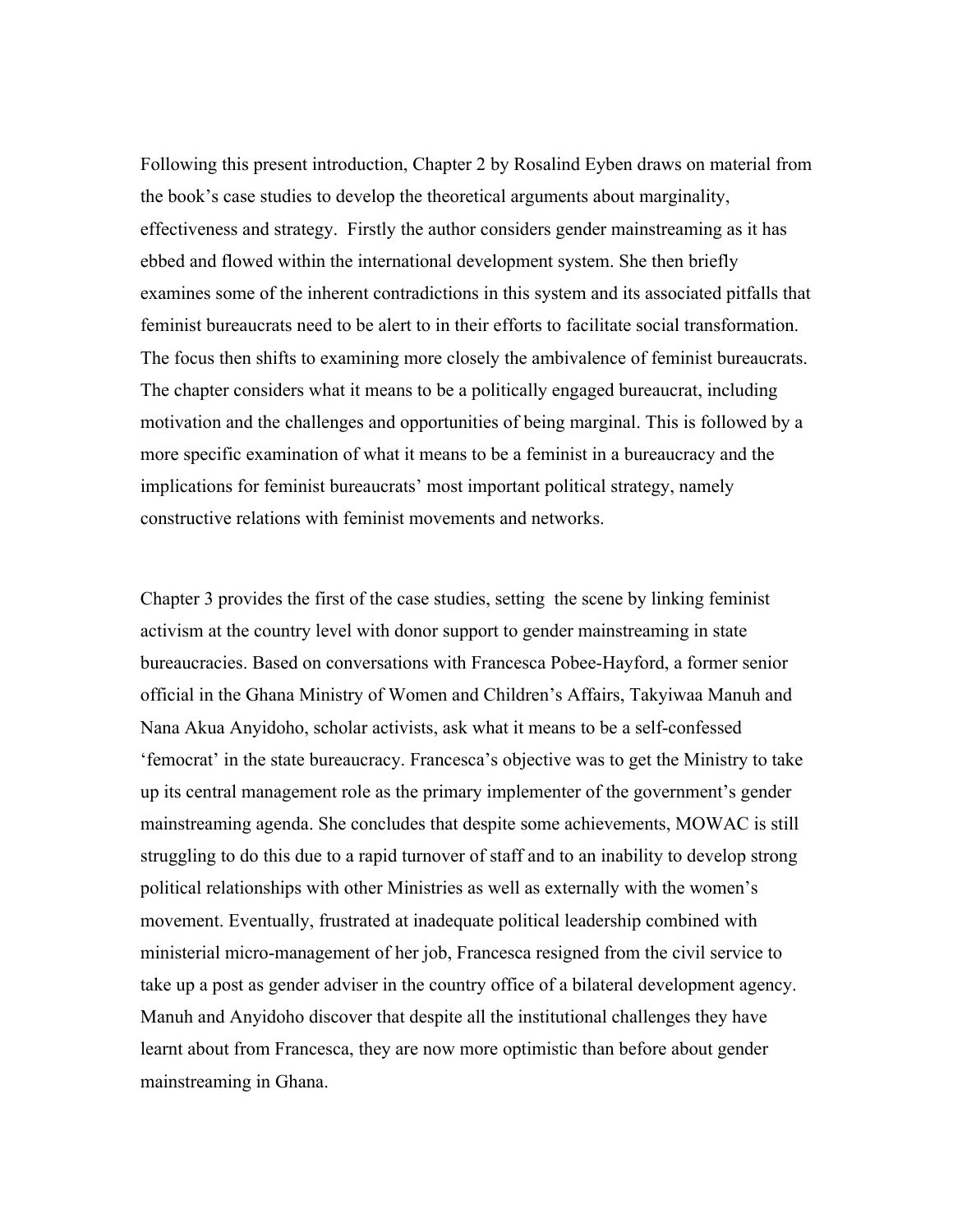Following this present introduction, Chapter 2 by Rosalind Eyben draws on material from the book's case studies to develop the theoretical arguments about marginality, effectiveness and strategy. Firstly the author considers gender mainstreaming as it has ebbed and flowed within the international development system. She then briefly examines some of the inherent contradictions in this system and its associated pitfalls that feminist bureaucrats need to be alert to in their efforts to facilitate social transformation. The focus then shifts to examining more closely the ambivalence of feminist bureaucrats. The chapter considers what it means to be a politically engaged bureaucrat, including motivation and the challenges and opportunities of being marginal. This is followed by a more specific examination of what it means to be a feminist in a bureaucracy and the implications for feminist bureaucrats' most important political strategy, namely constructive relations with feminist movements and networks.

Chapter 3 provides the first of the case studies, setting the scene by linking feminist activism at the country level with donor support to gender mainstreaming in state bureaucracies. Based on conversations with Francesca Pobee-Hayford, a former senior official in the Ghana Ministry of Women and Children's Affairs, Takyiwaa Manuh and Nana Akua Anyidoho, scholar activists, ask what it means to be a self-confessed 'femocrat' in the state bureaucracy. Francesca's objective was to get the Ministry to take up its central management role as the primary implementer of the government's gender mainstreaming agenda. She concludes that despite some achievements, MOWAC is still struggling to do this due to a rapid turnover of staff and to an inability to develop strong political relationships with other Ministries as well as externally with the women's movement. Eventually, frustrated at inadequate political leadership combined with ministerial micro-management of her job, Francesca resigned from the civil service to take up a post as gender adviser in the country office of a bilateral development agency. Manuh and Anyidoho discover that despite all the institutional challenges they have learnt about from Francesca, they are now more optimistic than before about gender mainstreaming in Ghana.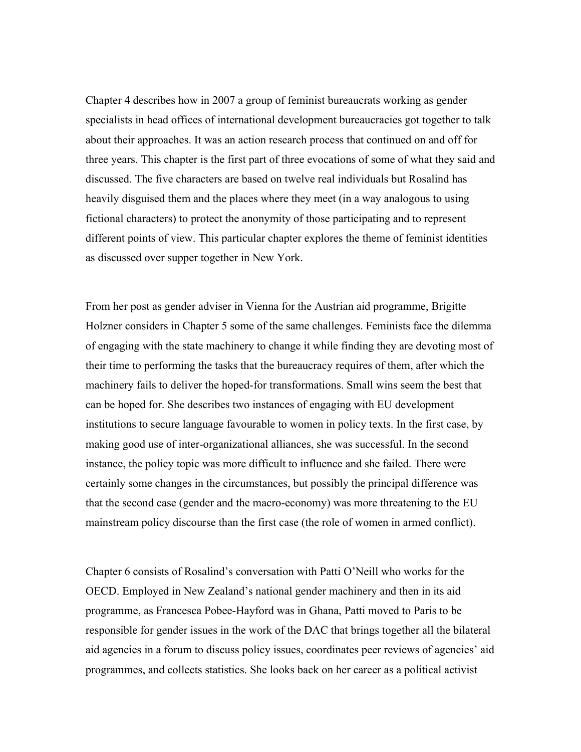Chapter 4 describes how in 2007 a group of feminist bureaucrats working as gender specialists in head offices of international development bureaucracies got together to talk about their approaches. It was an action research process that continued on and off for three years. This chapter is the first part of three evocations of some of what they said and discussed. The five characters are based on twelve real individuals but Rosalind has heavily disguised them and the places where they meet (in a way analogous to using fictional characters) to protect the anonymity of those participating and to represent different points of view. This particular chapter explores the theme of feminist identities as discussed over supper together in New York.

From her post as gender adviser in Vienna for the Austrian aid programme, Brigitte Holzner considers in Chapter 5 some of the same challenges. Feminists face the dilemma of engaging with the state machinery to change it while finding they are devoting most of their time to performing the tasks that the bureaucracy requires of them, after which the machinery fails to deliver the hoped-for transformations. Small wins seem the best that can be hoped for. She describes two instances of engaging with EU development institutions to secure language favourable to women in policy texts. In the first case, by making good use of inter-organizational alliances, she was successful. In the second instance, the policy topic was more difficult to influence and she failed. There were certainly some changes in the circumstances, but possibly the principal difference was that the second case (gender and the macro-economy) was more threatening to the EU mainstream policy discourse than the first case (the role of women in armed conflict).

Chapter 6 consists of Rosalind's conversation with Patti O'Neill who works for the OECD. Employed in New Zealand's national gender machinery and then in its aid programme, as Francesca Pobee-Hayford was in Ghana, Patti moved to Paris to be responsible for gender issues in the work of the DAC that brings together all the bilateral aid agencies in a forum to discuss policy issues, coordinates peer reviews of agencies' aid programmes, and collects statistics. She looks back on her career as a political activist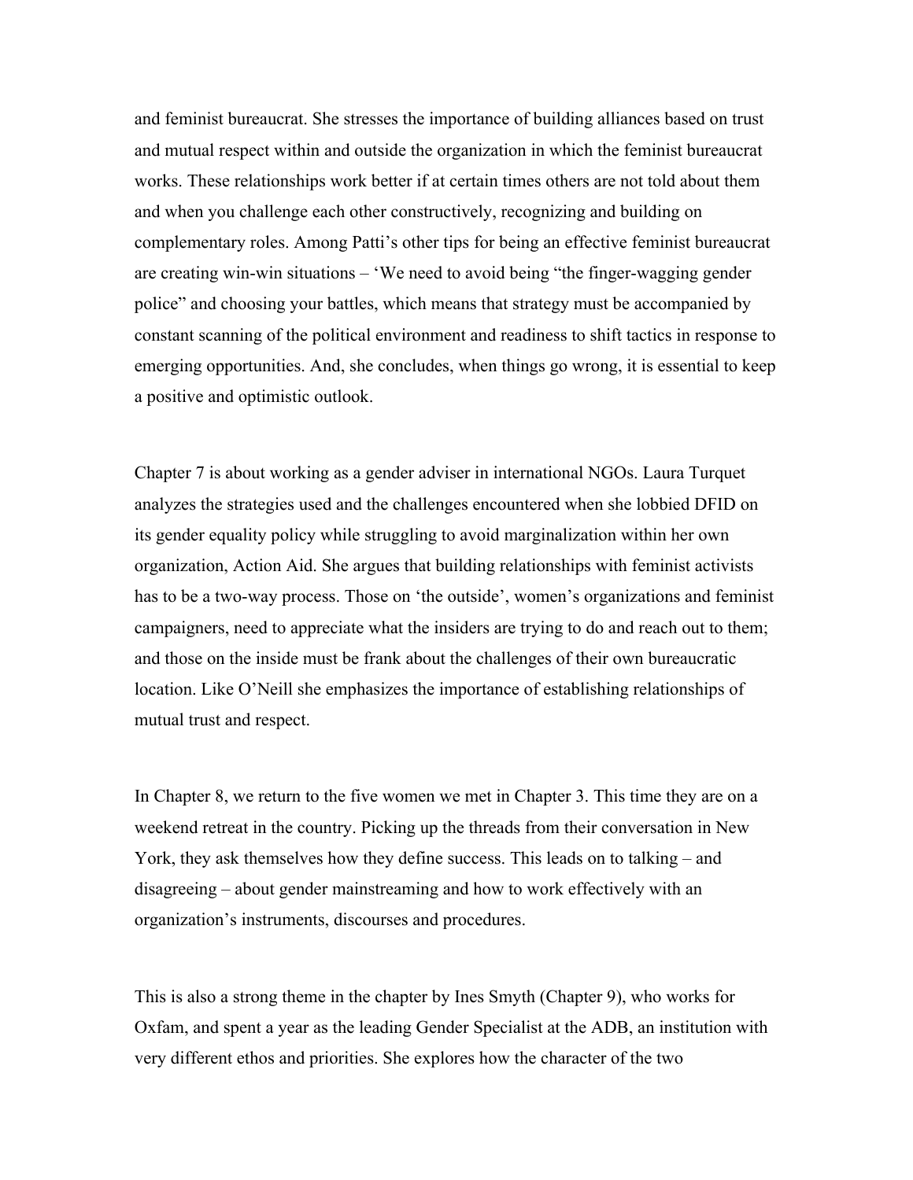and feminist bureaucrat. She stresses the importance of building alliances based on trust and mutual respect within and outside the organization in which the feminist bureaucrat works. These relationships work better if at certain times others are not told about them and when you challenge each other constructively, recognizing and building on complementary roles. Among Patti's other tips for being an effective feminist bureaucrat are creating win-win situations – 'We need to avoid being "the finger-wagging gender police" and choosing your battles, which means that strategy must be accompanied by constant scanning of the political environment and readiness to shift tactics in response to emerging opportunities. And, she concludes, when things go wrong, it is essential to keep a positive and optimistic outlook.

Chapter 7 is about working as a gender adviser in international NGOs. Laura Turquet analyzes the strategies used and the challenges encountered when she lobbied DFID on its gender equality policy while struggling to avoid marginalization within her own organization, Action Aid. She argues that building relationships with feminist activists has to be a two-way process. Those on 'the outside', women's organizations and feminist campaigners, need to appreciate what the insiders are trying to do and reach out to them; and those on the inside must be frank about the challenges of their own bureaucratic location. Like O'Neill she emphasizes the importance of establishing relationships of mutual trust and respect.

In Chapter 8, we return to the five women we met in Chapter 3. This time they are on a weekend retreat in the country. Picking up the threads from their conversation in New York, they ask themselves how they define success. This leads on to talking – and disagreeing – about gender mainstreaming and how to work effectively with an organization's instruments, discourses and procedures.

This is also a strong theme in the chapter by Ines Smyth (Chapter 9), who works for Oxfam, and spent a year as the leading Gender Specialist at the ADB, an institution with very different ethos and priorities. She explores how the character of the two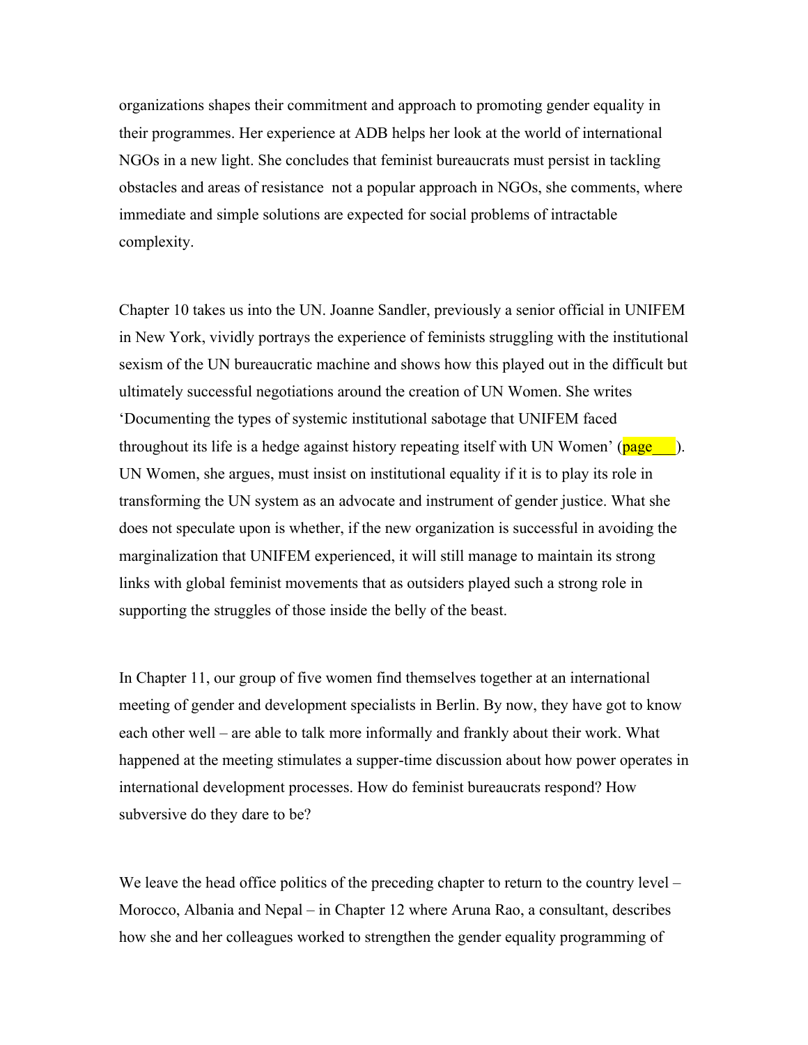organizations shapes their commitment and approach to promoting gender equality in their programmes. Her experience at ADB helps her look at the world of international NGOs in a new light. She concludes that feminist bureaucrats must persist in tackling obstacles and areas of resistance  not a popular approach in NGOs, she comments, where immediate and simple solutions are expected for social problems of intractable complexity.

Chapter 10 takes us into the UN. Joanne Sandler, previously a senior official in UNIFEM in New York, vividly portrays the experience of feminists struggling with the institutional sexism of the UN bureaucratic machine and shows how this played out in the difficult but ultimately successful negotiations around the creation of UN Women. She writes 'Documenting the types of systemic institutional sabotage that UNIFEM faced throughout its life is a hedge against history repeating itself with UN Women' (page___). UN Women, she argues, must insist on institutional equality if it is to play its role in transforming the UN system as an advocate and instrument of gender justice. What she does not speculate upon is whether, if the new organization is successful in avoiding the marginalization that UNIFEM experienced, it will still manage to maintain its strong links with global feminist movements that as outsiders played such a strong role in supporting the struggles of those inside the belly of the beast.

In Chapter 11, our group of five women find themselves together at an international meeting of gender and development specialists in Berlin. By now, they have got to know each other well – are able to talk more informally and frankly about their work. What happened at the meeting stimulates a supper-time discussion about how power operates in international development processes. How do feminist bureaucrats respond? How subversive do they dare to be?

We leave the head office politics of the preceding chapter to return to the country level – Morocco, Albania and Nepal – in Chapter 12 where Aruna Rao, a consultant, describes how she and her colleagues worked to strengthen the gender equality programming of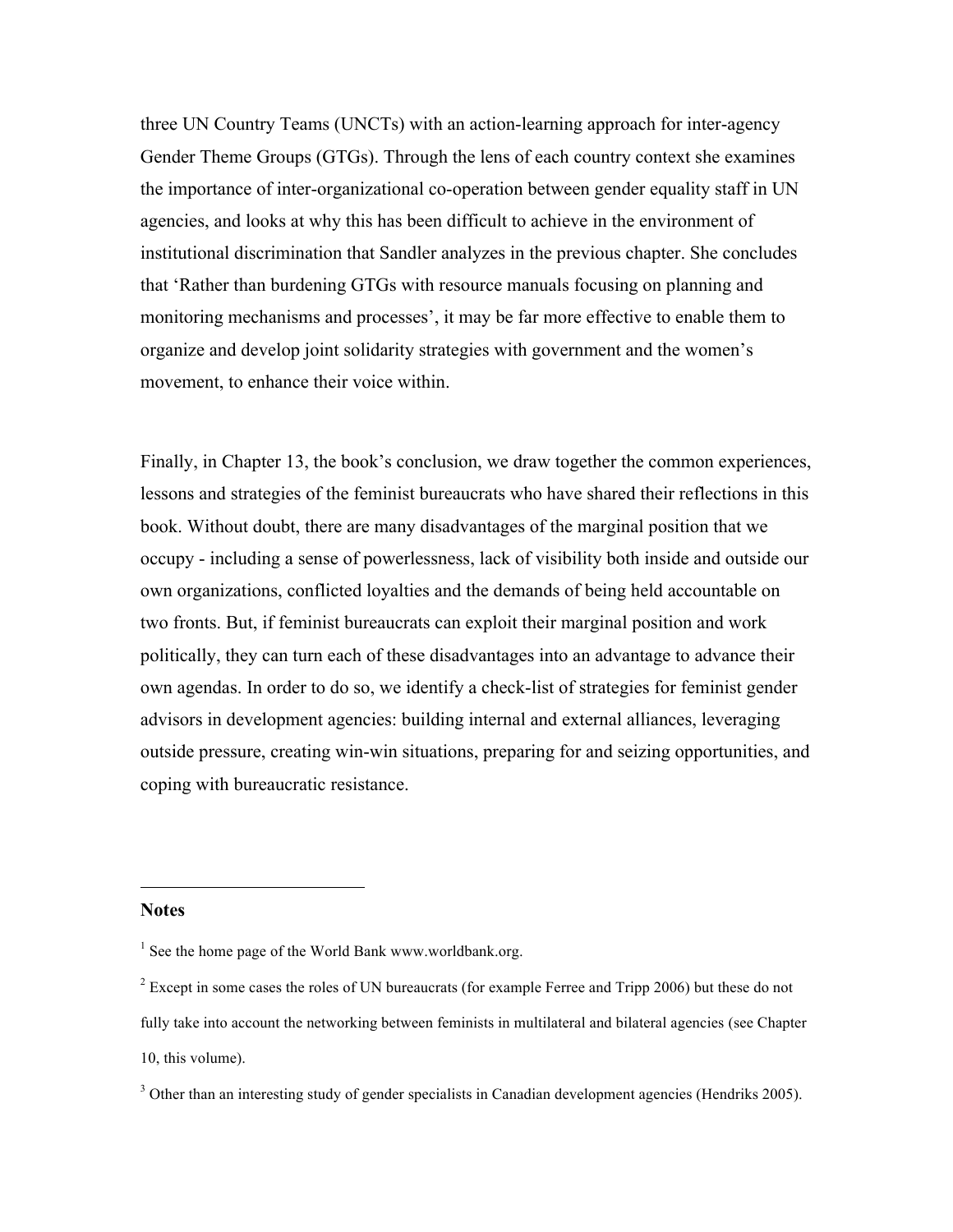three UN Country Teams (UNCTs) with an action-learning approach for inter-agency Gender Theme Groups (GTGs). Through the lens of each country context she examines the importance of inter-organizational co-operation between gender equality staff in UN agencies, and looks at why this has been difficult to achieve in the environment of institutional discrimination that Sandler analyzes in the previous chapter. She concludes that 'Rather than burdening GTGs with resource manuals focusing on planning and monitoring mechanisms and processes', it may be far more effective to enable them to organize and develop joint solidarity strategies with government and the women's movement, to enhance their voice within.

Finally, in Chapter 13, the book's conclusion, we draw together the common experiences, lessons and strategies of the feminist bureaucrats who have shared their reflections in this book. Without doubt, there are many disadvantages of the marginal position that we occupy - including a sense of powerlessness, lack of visibility both inside and outside our own organizations, conflicted loyalties and the demands of being held accountable on two fronts. But, if feminist bureaucrats can exploit their marginal position and work politically, they can turn each of these disadvantages into an advantage to advance their own agendas. In order to do so, we identify a check-list of strategies for feminist gender advisors in development agencies: building internal and external alliances, leveraging outside pressure, creating win-win situations, preparing for and seizing opportunities, and coping with bureaucratic resistance.

---

**Notes**

[1] See the home page of the World Bank www.worldbank.org.

[2] Except in some cases the roles of UN bureaucrats (for example Ferree and Tripp 2006) but these do not fully take into account the networking between feminists in multilateral and bilateral agencies (see Chapter 10, this volume).

[3] Other than an interesting study of gender specialists in Canadian development agencies (Hendriks 2005).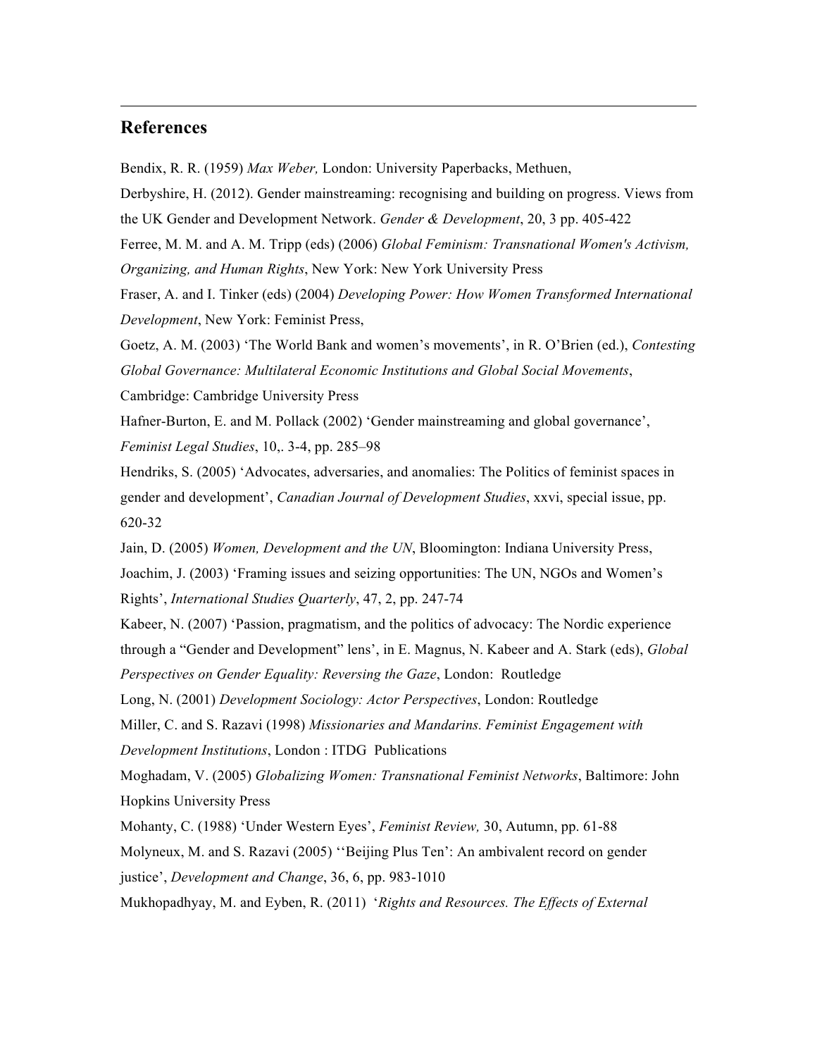## References

Bendix, R. R. (1959) *Max Weber,* London: University Paperbacks, Methuen,

Derbyshire, H. (2012). Gender mainstreaming: recognising and building on progress. Views from the UK Gender and Development Network. *Gender & Development*, 20, 3 pp. 405-422

Ferree, M. M. and A. M. Tripp (eds) (2006) *Global Feminism: Transnational Women's Activism, Organizing, and Human Rights*, New York: New York University Press

Fraser, A. and I. Tinker (eds) (2004) *Developing Power: How Women Transformed International Development*, New York: Feminist Press,

Goetz, A. M. (2003) 'The World Bank and women's movements', in R. O'Brien (ed.), *Contesting Global Governance: Multilateral Economic Institutions and Global Social Movements*, Cambridge: Cambridge University Press

Hafner-Burton, E. and M. Pollack (2002) 'Gender mainstreaming and global governance', *Feminist Legal Studies*, 10,. 3-4, pp. 285–98

Hendriks, S. (2005) 'Advocates, adversaries, and anomalies: The Politics of feminist spaces in gender and development', *Canadian Journal of Development Studies*, xxvi, special issue, pp. 620-32

Jain, D. (2005) *Women, Development and the UN*, Bloomington: Indiana University Press,

Joachim, J. (2003) 'Framing issues and seizing opportunities: The UN, NGOs and Women's Rights', *International Studies Quarterly*, 47, 2, pp. 247-74

Kabeer, N. (2007) 'Passion, pragmatism, and the politics of advocacy: The Nordic experience through a "Gender and Development" lens', in E. Magnus, N. Kabeer and A. Stark (eds), *Global Perspectives on Gender Equality: Reversing the Gaze*, London: Routledge

Long, N. (2001) *Development Sociology: Actor Perspectives*, London: Routledge

Miller, C. and S. Razavi (1998) *Missionaries and Mandarins. Feminist Engagement with Development Institutions*, London : ITDG Publications

Moghadam, V. (2005) *Globalizing Women: Transnational Feminist Networks*, Baltimore: John Hopkins University Press

Mohanty, C. (1988) 'Under Western Eyes', *Feminist Review,* 30, Autumn, pp. 61-88

Molyneux, M. and S. Razavi (2005) ''Beijing Plus Ten': An ambivalent record on gender justice', *Development and Change*, 36, 6, pp. 983-1010

Mukhopadhyay, M. and Eyben, R. (2011) '*Rights and Resources. The Effects of External*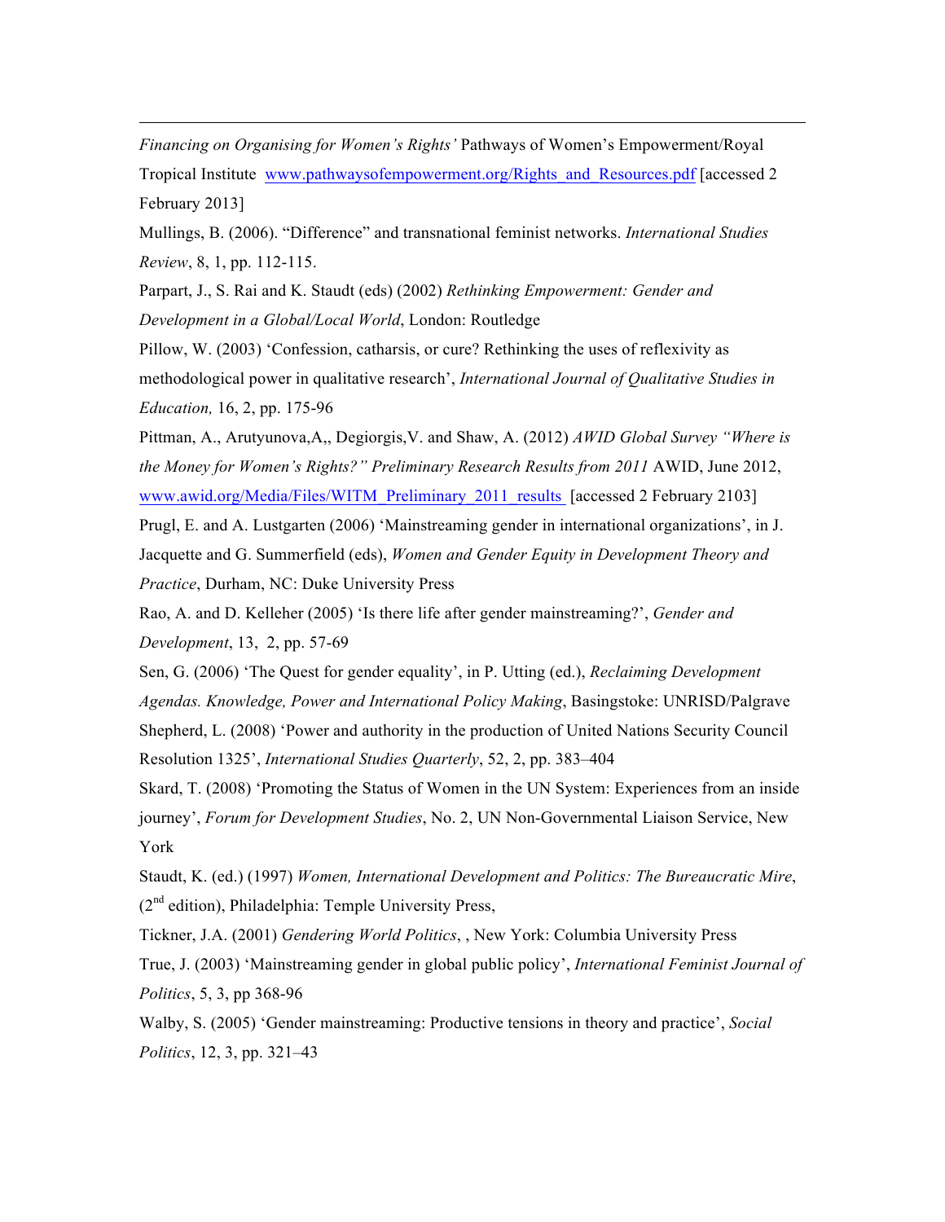*Financing on Organising for Women's Rights'* Pathways of Women's Empowerment/Royal Tropical Institute [www.pathwaysofempowerment.org/Rights_and_Resources.pdf](www.pathwaysofempowerment.org/Rights_and_Resources.pdf) [accessed 2 February 2013]

Mullings, B. (2006). "Difference" and transnational feminist networks. *International Studies Review*, 8, 1, pp. 112-115.

Parpart, J., S. Rai and K. Staudt (eds) (2002) *Rethinking Empowerment: Gender and Development in a Global/Local World*, London: Routledge

Pillow, W. (2003) 'Confession, catharsis, or cure? Rethinking the uses of reflexivity as methodological power in qualitative research', *International Journal of Qualitative Studies in Education,* 16, 2, pp. 175-96

Pittman, A., Arutyunova,A,, Degiorgis,V. and Shaw, A. (2012) *AWID Global Survey "Where is the Money for Women's Rights?" Preliminary Research Results from 2011* AWID, June 2012, [www.awid.org/Media/Files/WITM_Preliminary_2011_results](www.awid.org/Media/Files/WITM_Preliminary_2011_results) [accessed 2 February 2103]

Prugl, E. and A. Lustgarten (2006) 'Mainstreaming gender in international organizations', in J. Jacquette and G. Summerfield (eds), *Women and Gender Equity in Development Theory and Practice*, Durham, NC: Duke University Press

Rao, A. and D. Kelleher (2005) 'Is there life after gender mainstreaming?', *Gender and Development*, 13, 2, pp. 57-69

Sen, G. (2006) 'The Quest for gender equality', in P. Utting (ed.), *Reclaiming Development Agendas. Knowledge, Power and International Policy Making*, Basingstoke: UNRISD/Palgrave

Shepherd, L. (2008) 'Power and authority in the production of United Nations Security Council Resolution 1325', *International Studies Quarterly*, 52, 2, pp. 383–404

Skard, T. (2008) 'Promoting the Status of Women in the UN System: Experiences from an inside journey', *Forum for Development Studies*, No. 2, UN Non-Governmental Liaison Service, New York

Staudt, K. (ed.) (1997) *Women, International Development and Politics: The Bureaucratic Mire*, (2nd edition), Philadelphia: Temple University Press,

Tickner, J.A. (2001) *Gendering World Politics*, , New York: Columbia University Press

True, J. (2003) 'Mainstreaming gender in global public policy', *International Feminist Journal of Politics*, 5, 3, pp 368-96

Walby, S. (2005) 'Gender mainstreaming: Productive tensions in theory and practice', *Social Politics*, 12, 3, pp. 321–43